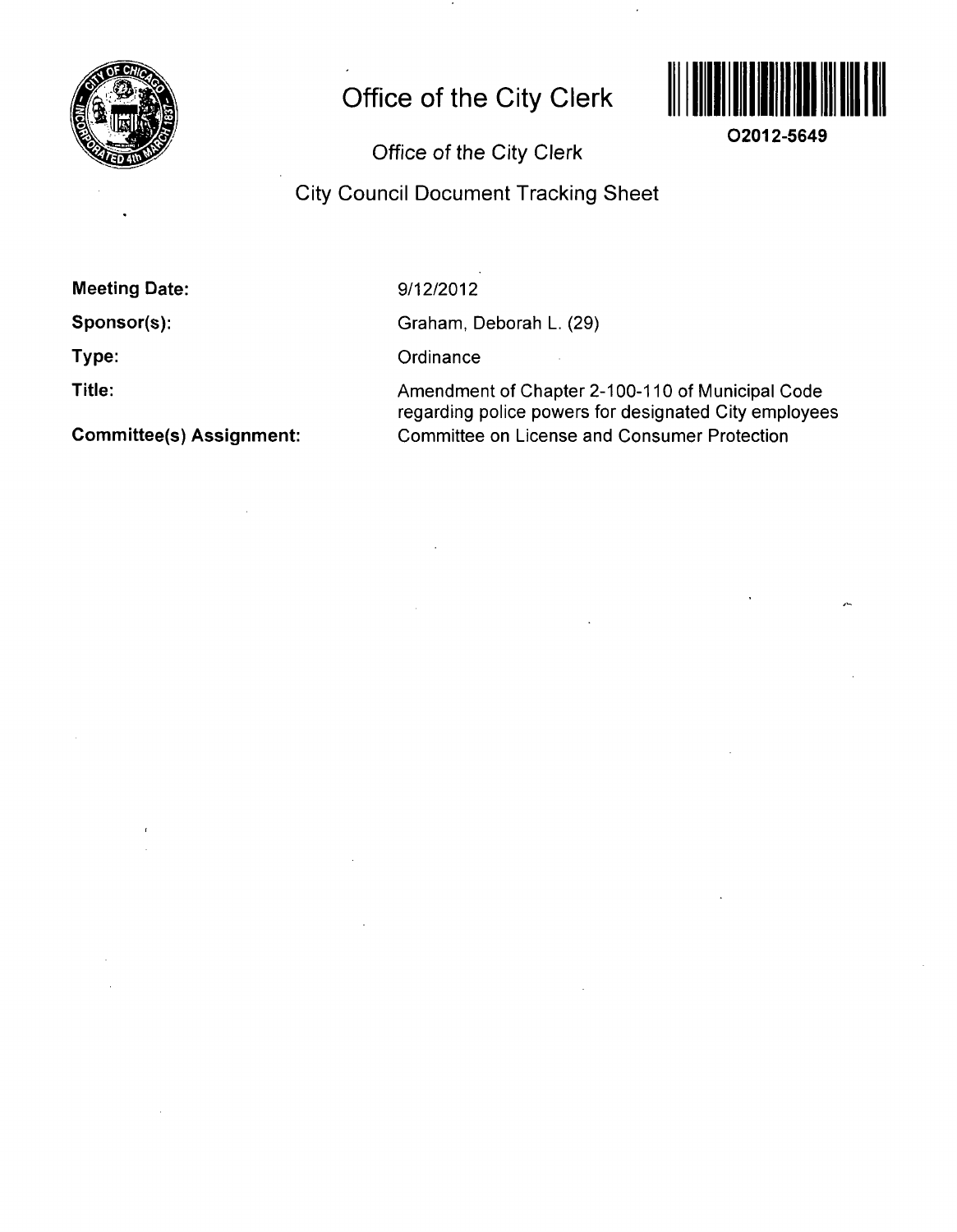# Office of the City Clerk

O2012-5649

Office of the City Clerk

City Council Document Tracking Sheet

**Meeting Date:** 9/12/2012

**Sponsor(s):** Graham, Deborah L. (29)

**Type:** Ordinance

**Title:** Amendment of Chapter 2-100-110 of Municipal Code regarding police powers for designated City employees

**Committee(s) Assignment:** Committee on License and Consumer Protection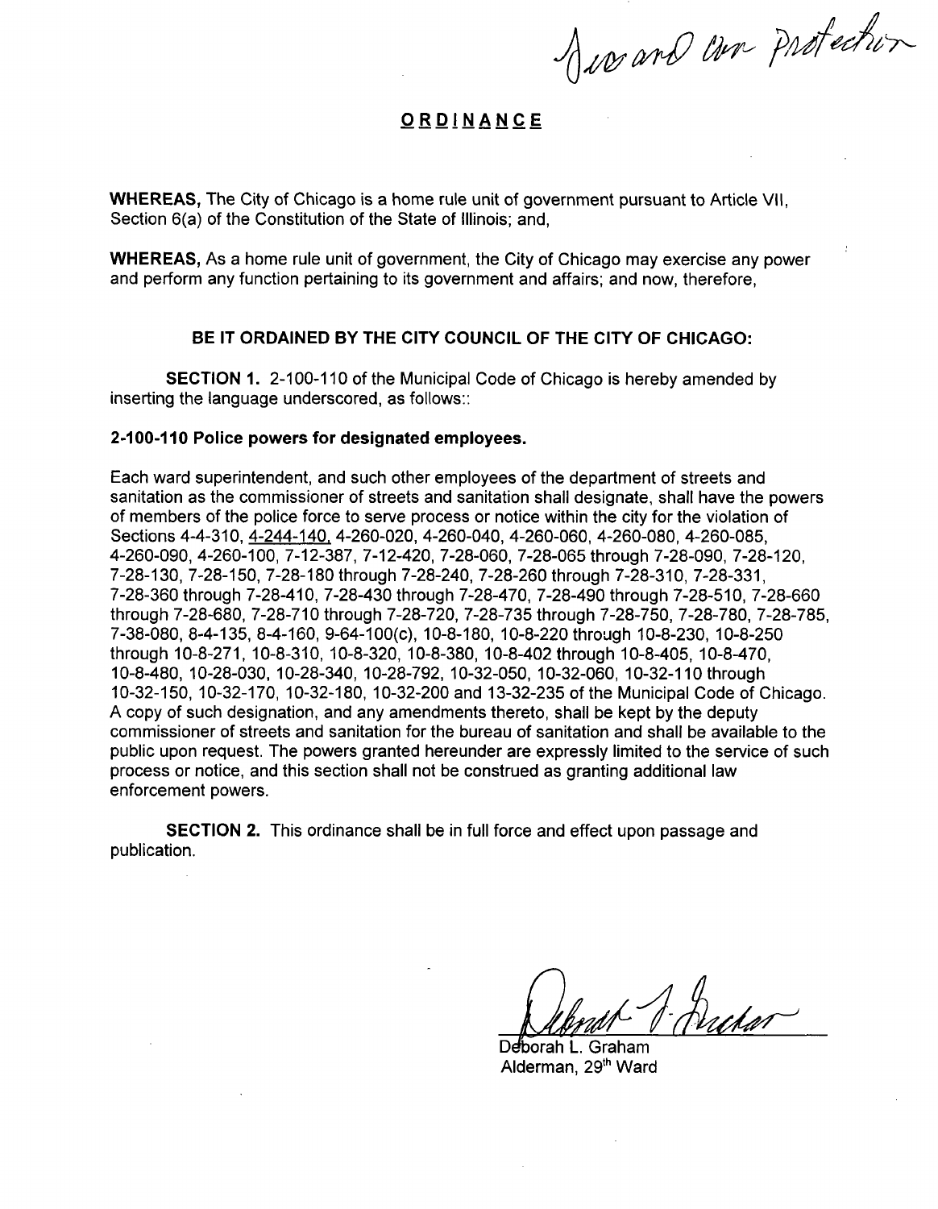Licenses and Consumer Protection

# ORDINANCE

**WHEREAS,** The City of Chicago is a home rule unit of government pursuant to Article VII, Section 6(a) of the Constitution of the State of Illinois; and,

**WHEREAS,** As a home rule unit of government, the City of Chicago may exercise any power and perform any function pertaining to its government and affairs; and now, therefore,

**BE IT ORDAINED BY THE CITY COUNCIL OF THE CITY OF CHICAGO:**

**SECTION 1.** 2-100-110 of the Municipal Code of Chicago is hereby amended by inserting the language underscored, as follows::

**2-100-110 Police powers for designated employees.**

Each ward superintendent, and such other employees of the department of streets and sanitation as the commissioner of streets and sanitation shall designate, shall have the powers of members of the police force to serve process or notice within the city for the violation of Sections 4-4-310, <u>4-244-140,</u> 4-260-020, 4-260-040, 4-260-060, 4-260-080, 4-260-085, 4-260-090, 4-260-100, 7-12-387, 7-12-420, 7-28-060, 7-28-065 through 7-28-090, 7-28-120, 7-28-130, 7-28-150, 7-28-180 through 7-28-240, 7-28-260 through 7-28-310, 7-28-331, 7-28-360 through 7-28-410, 7-28-430 through 7-28-470, 7-28-490 through 7-28-510, 7-28-660 through 7-28-680, 7-28-710 through 7-28-720, 7-28-735 through 7-28-750, 7-28-780, 7-28-785, 7-38-080, 8-4-135, 8-4-160, 9-64-100(c), 10-8-180, 10-8-220 through 10-8-230, 10-8-250 through 10-8-271, 10-8-310, 10-8-320, 10-8-380, 10-8-402 through 10-8-405, 10-8-470, 10-8-480, 10-28-030, 10-28-340, 10-28-792, 10-32-050, 10-32-060, 10-32-110 through 10-32-150, 10-32-170, 10-32-180, 10-32-200 and 13-32-235 of the Municipal Code of Chicago. A copy of such designation, and any amendments thereto, shall be kept by the deputy commissioner of streets and sanitation for the bureau of sanitation and shall be available to the public upon request. The powers granted hereunder are expressly limited to the service of such process or notice, and this section shall not be construed as granting additional law enforcement powers.

**SECTION 2.** This ordinance shall be in full force and effect upon passage and publication.

Deborah L. Graham
Alderman, 29th Ward